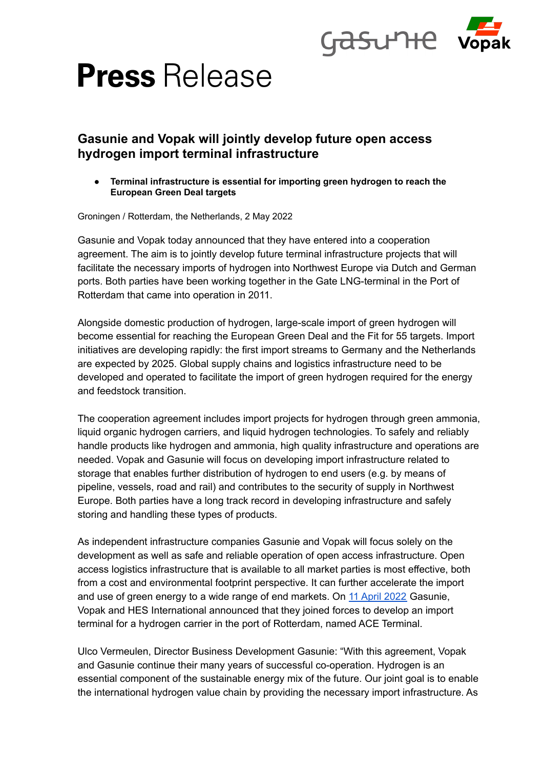# **Press** Release

## Gasunie and Vopak will jointly develop future open access hydrogen import terminal infrastructure

- **Terminal infrastructure is essential for importing green hydrogen to reach the European Green Deal targets**

Groningen / Rotterdam, the Netherlands, 2 May 2022

Gasunie and Vopak today announced that they have entered into a cooperation agreement. The aim is to jointly develop future terminal infrastructure projects that will facilitate the necessary imports of hydrogen into Northwest Europe via Dutch and German ports. Both parties have been working together in the Gate LNG-terminal in the Port of Rotterdam that came into operation in 2011.

Alongside domestic production of hydrogen, large-scale import of green hydrogen will become essential for reaching the European Green Deal and the Fit for 55 targets. Import initiatives are developing rapidly: the first import streams to Germany and the Netherlands are expected by 2025. Global supply chains and logistics infrastructure need to be developed and operated to facilitate the import of green hydrogen required for the energy and feedstock transition.

The cooperation agreement includes import projects for hydrogen through green ammonia, liquid organic hydrogen carriers, and liquid hydrogen technologies. To safely and reliably handle products like hydrogen and ammonia, high quality infrastructure and operations are needed. Vopak and Gasunie will focus on developing import infrastructure related to storage that enables further distribution of hydrogen to end users (e.g. by means of pipeline, vessels, road and rail) and contributes to the security of supply in Northwest Europe. Both parties have a long track record in developing infrastructure and safely storing and handling these types of products.

As independent infrastructure companies Gasunie and Vopak will focus solely on the development as well as safe and reliable operation of open access infrastructure. Open access logistics infrastructure that is available to all market parties is most effective, both from a cost and environmental footprint perspective. It can further accelerate the import and use of green energy to a wide range of end markets. On 11 April 2022 Gasunie, Vopak and HES International announced that they joined forces to develop an import terminal for a hydrogen carrier in the port of Rotterdam, named ACE Terminal.

Ulco Vermeulen, Director Business Development Gasunie: "With this agreement, Vopak and Gasunie continue their many years of successful co-operation. Hydrogen is an essential component of the sustainable energy mix of the future. Our joint goal is to enable the international hydrogen value chain by providing the necessary import infrastructure. As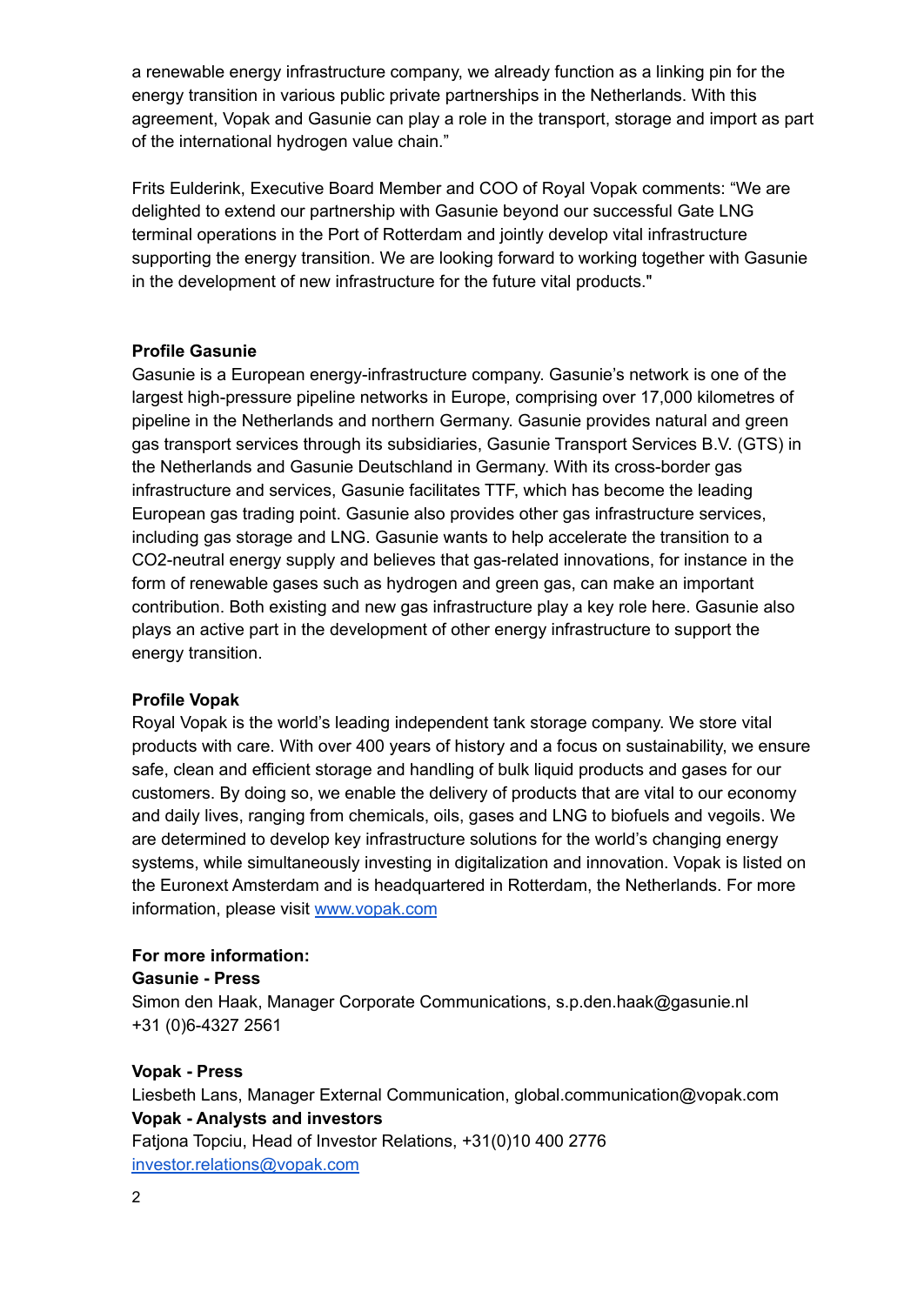a renewable energy infrastructure company, we already function as a linking pin for the energy transition in various public private partnerships in the Netherlands. With this agreement, Vopak and Gasunie can play a role in the transport, storage and import as part of the international hydrogen value chain."

Frits Eulderink, Executive Board Member and COO of Royal Vopak comments: "We are delighted to extend our partnership with Gasunie beyond our successful Gate LNG terminal operations in the Port of Rotterdam and jointly develop vital infrastructure supporting the energy transition. We are looking forward to working together with Gasunie in the development of new infrastructure for the future vital products."

**Profile Gasunie**

Gasunie is a European energy-infrastructure company. Gasunie's network is one of the largest high-pressure pipeline networks in Europe, comprising over 17,000 kilometres of pipeline in the Netherlands and northern Germany. Gasunie provides natural and green gas transport services through its subsidiaries, Gasunie Transport Services B.V. (GTS) in the Netherlands and Gasunie Deutschland in Germany. With its cross-border gas infrastructure and services, Gasunie facilitates TTF, which has become the leading European gas trading point. Gasunie also provides other gas infrastructure services, including gas storage and LNG. Gasunie wants to help accelerate the transition to a $CO_2$-neutral energy supply and believes that gas-related innovations, for instance in the form of renewable gases such as hydrogen and green gas, can make an important contribution. Both existing and new gas infrastructure play a key role here. Gasunie also plays an active part in the development of other energy infrastructure to support the energy transition.

**Profile Vopak**

Royal Vopak is the world's leading independent tank storage company. We store vital products with care. With over 400 years of history and a focus on sustainability, we ensure safe, clean and efficient storage and handling of bulk liquid products and gases for our customers. By doing so, we enable the delivery of products that are vital to our economy and daily lives, ranging from chemicals, oils, gases and LNG to biofuels and vegoils. We are determined to develop key infrastructure solutions for the world's changing energy systems, while simultaneously investing in digitalization and innovation. Vopak is listed on the Euronext Amsterdam and is headquartered in Rotterdam, the Netherlands. For more information, please visit [www.vopak.com](http://www.vopak.com)

**For more information:**

**Gasunie - Press**

Simon den Haak, Manager Corporate Communications, s.p.den.haak@gasunie.nl
+31 (0)6-4327 2561

**Vopak - Press**

Liesbeth Lans, Manager External Communication, global.communication@vopak.com

**Vopak - Analysts and investors**

Fatjona Topciu, Head of Investor Relations, +31(0)10 400 2776
[investor.relations@vopak.com](mailto:investor.relations@vopak.com)